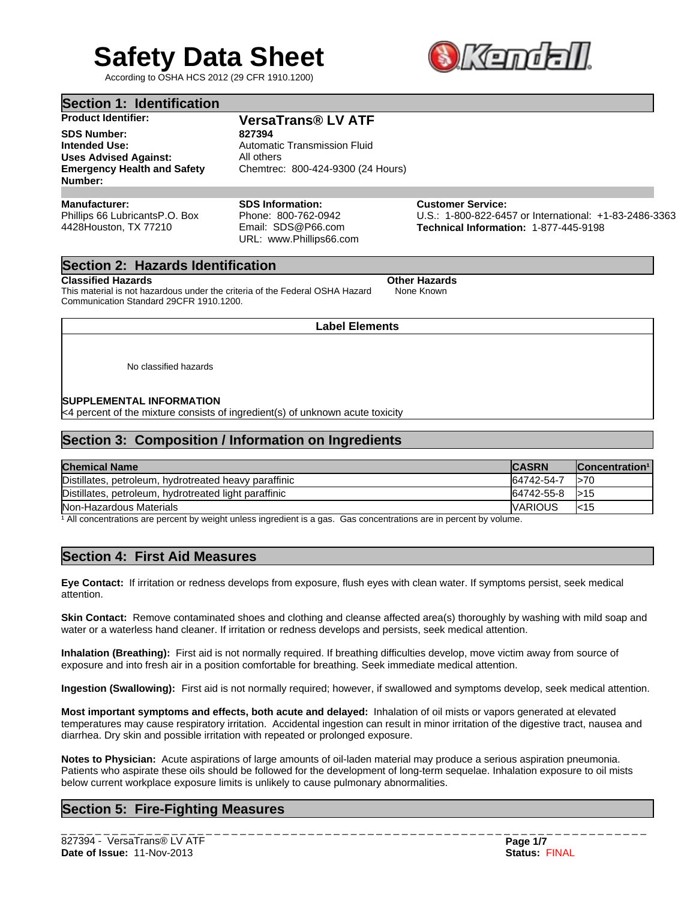# Safety Data Sheet

According to OSHA HCS 2012 (29 CFR 1910.1200)

## Section 1: Identification

**Product Identifier:** **VersaTrans® LV ATF**

**SDS Number:** **827394**

**Intended Use:** Automatic Transmission Fluid

**Uses Advised Against:** All others

**Emergency Health and Safety Number:** Chemtrec: 800-424-9300 (24 Hours)

**Manufacturer:**
Phillips 66 LubricantsP.O. Box 4428Houston, TX 77210

**SDS Information:**
Phone: 800-762-0942
Email: SDS@P66.com
URL: www.Phillips66.com

**Customer Service:**
U.S.: 1-800-822-6457 or International: +1-83-2486-3363
**Technical Information:** 1-877-445-9198

## Section 2: Hazards Identification

**Classified Hazards**
This material is not hazardous under the criteria of the Federal OSHA Hazard Communication Standard 29CFR 1910.1200.

**Other Hazards**
None Known

**Label Elements**

No classified hazards

**SUPPLEMENTAL INFORMATION**
<4 percent of the mixture consists of ingredient(s) of unknown acute toxicity

## Section 3: Composition / Information on Ingredients

| Chemical Name | CASRN | Concentration[1] |
|---|---|---|
| Distillates, petroleum, hydrotreated heavy paraffinic | 64742-54-7 | >70 |
| Distillates, petroleum, hydrotreated light paraffinic | 64742-55-8 | >15 |
| Non-Hazardous Materials | VARIOUS | <15 |

[1] All concentrations are percent by weight unless ingredient is a gas. Gas concentrations are in percent by volume.

## Section 4: First Aid Measures

**Eye Contact:** If irritation or redness develops from exposure, flush eyes with clean water. If symptoms persist, seek medical attention.

**Skin Contact:** Remove contaminated shoes and clothing and cleanse affected area(s) thoroughly by washing with mild soap and water or a waterless hand cleaner. If irritation or redness develops and persists, seek medical attention.

**Inhalation (Breathing):** First aid is not normally required. If breathing difficulties develop, move victim away from source of exposure and into fresh air in a position comfortable for breathing. Seek immediate medical attention.

**Ingestion (Swallowing):** First aid is not normally required; however, if swallowed and symptoms develop, seek medical attention.

**Most important symptoms and effects, both acute and delayed:** Inhalation of oil mists or vapors generated at elevated temperatures may cause respiratory irritation. Accidental ingestion can result in minor irritation of the digestive tract, nausea and diarrhea. Dry skin and possible irritation with repeated or prolonged exposure.

**Notes to Physician:** Acute aspirations of large amounts of oil-laden material may produce a serious aspiration pneumonia. Patients who aspirate these oils should be followed for the development of long-term sequelae. Inhalation exposure to oil mists below current workplace exposure limits is unlikely to cause pulmonary abnormalities.

## Section 5: Fire-Fighting Measures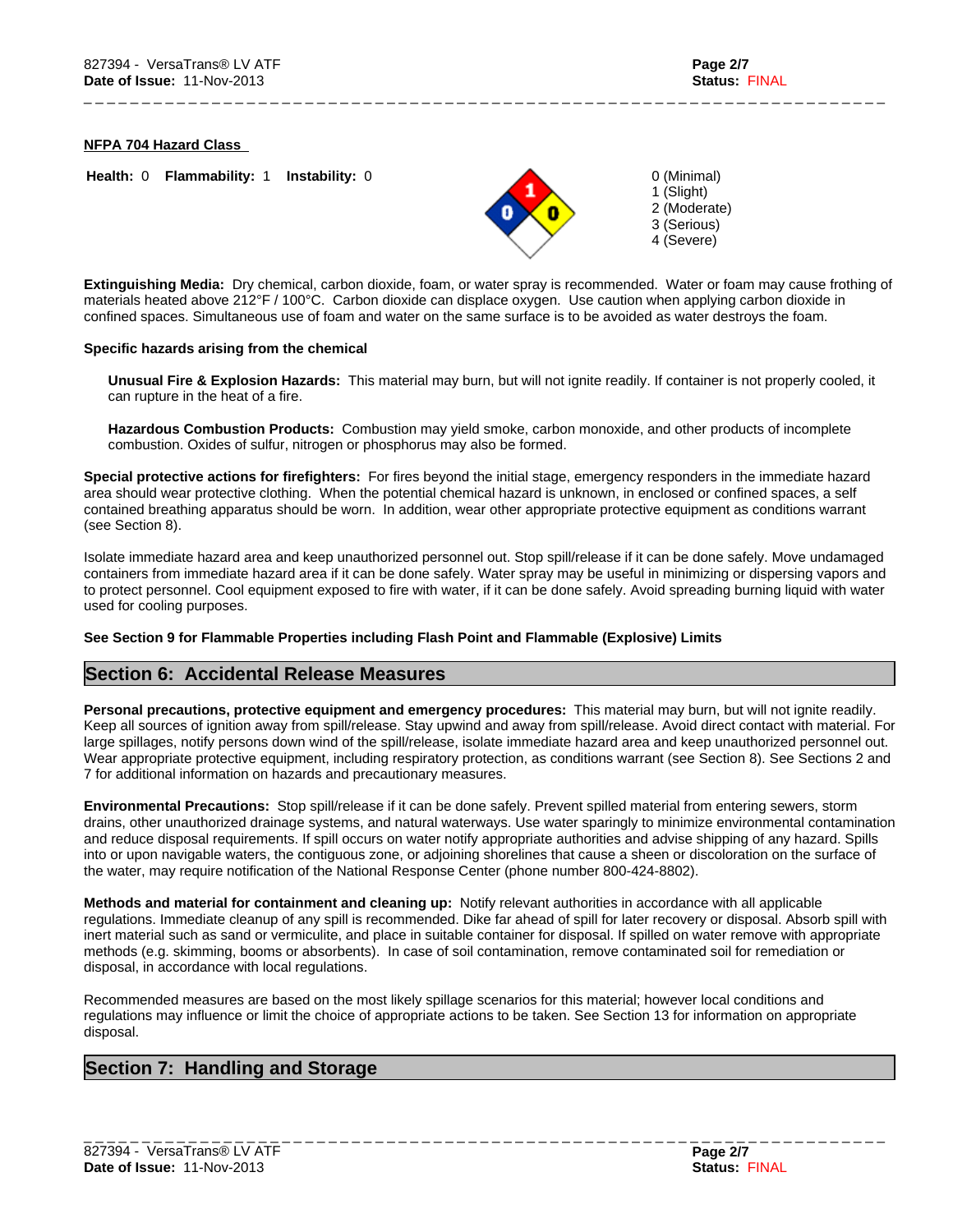**NFPA 704 Hazard Class**

**Health:** 0 **Flammability:** 1 **Instability:** 0

0 (Minimal)
1 (Slight)
2 (Moderate)
3 (Serious)
4 (Severe)

**Extinguishing Media:** Dry chemical, carbon dioxide, foam, or water spray is recommended. Water or foam may cause frothing of materials heated above 212°F / 100°C. Carbon dioxide can displace oxygen. Use caution when applying carbon dioxide in confined spaces. Simultaneous use of foam and water on the same surface is to be avoided as water destroys the foam.

**Specific hazards arising from the chemical**

**Unusual Fire & Explosion Hazards:** This material may burn, but will not ignite readily. If container is not properly cooled, it can rupture in the heat of a fire.

**Hazardous Combustion Products:** Combustion may yield smoke, carbon monoxide, and other products of incomplete combustion. Oxides of sulfur, nitrogen or phosphorus may also be formed.

**Special protective actions for firefighters:** For fires beyond the initial stage, emergency responders in the immediate hazard area should wear protective clothing. When the potential chemical hazard is unknown, in enclosed or confined spaces, a self contained breathing apparatus should be worn. In addition, wear other appropriate protective equipment as conditions warrant (see Section 8).

Isolate immediate hazard area and keep unauthorized personnel out. Stop spill/release if it can be done safely. Move undamaged containers from immediate hazard area if it can be done safely. Water spray may be useful in minimizing or dispersing vapors and to protect personnel. Cool equipment exposed to fire with water, if it can be done safely. Avoid spreading burning liquid with water used for cooling purposes.

**See Section 9 for Flammable Properties including Flash Point and Flammable (Explosive) Limits**

## Section 6: Accidental Release Measures

**Personal precautions, protective equipment and emergency procedures:** This material may burn, but will not ignite readily. Keep all sources of ignition away from spill/release. Stay upwind and away from spill/release. Avoid direct contact with material. For large spillages, notify persons down wind of the spill/release, isolate immediate hazard area and keep unauthorized personnel out. Wear appropriate protective equipment, including respiratory protection, as conditions warrant (see Section 8). See Sections 2 and 7 for additional information on hazards and precautionary measures.

**Environmental Precautions:** Stop spill/release if it can be done safely. Prevent spilled material from entering sewers, storm drains, other unauthorized drainage systems, and natural waterways. Use water sparingly to minimize environmental contamination and reduce disposal requirements. If spill occurs on water notify appropriate authorities and advise shipping of any hazard. Spills into or upon navigable waters, the contiguous zone, or adjoining shorelines that cause a sheen or discoloration on the surface of the water, may require notification of the National Response Center (phone number 800-424-8802).

**Methods and material for containment and cleaning up:** Notify relevant authorities in accordance with all applicable regulations. Immediate cleanup of any spill is recommended. Dike far ahead of spill for later recovery or disposal. Absorb spill with inert material such as sand or vermiculite, and place in suitable container for disposal. If spilled on water remove with appropriate methods (e.g. skimming, booms or absorbents). In case of soil contamination, remove contaminated soil for remediation or disposal, in accordance with local regulations.

Recommended measures are based on the most likely spillage scenarios for this material; however local conditions and regulations may influence or limit the choice of appropriate actions to be taken. See Section 13 for information on appropriate disposal.

## Section 7: Handling and Storage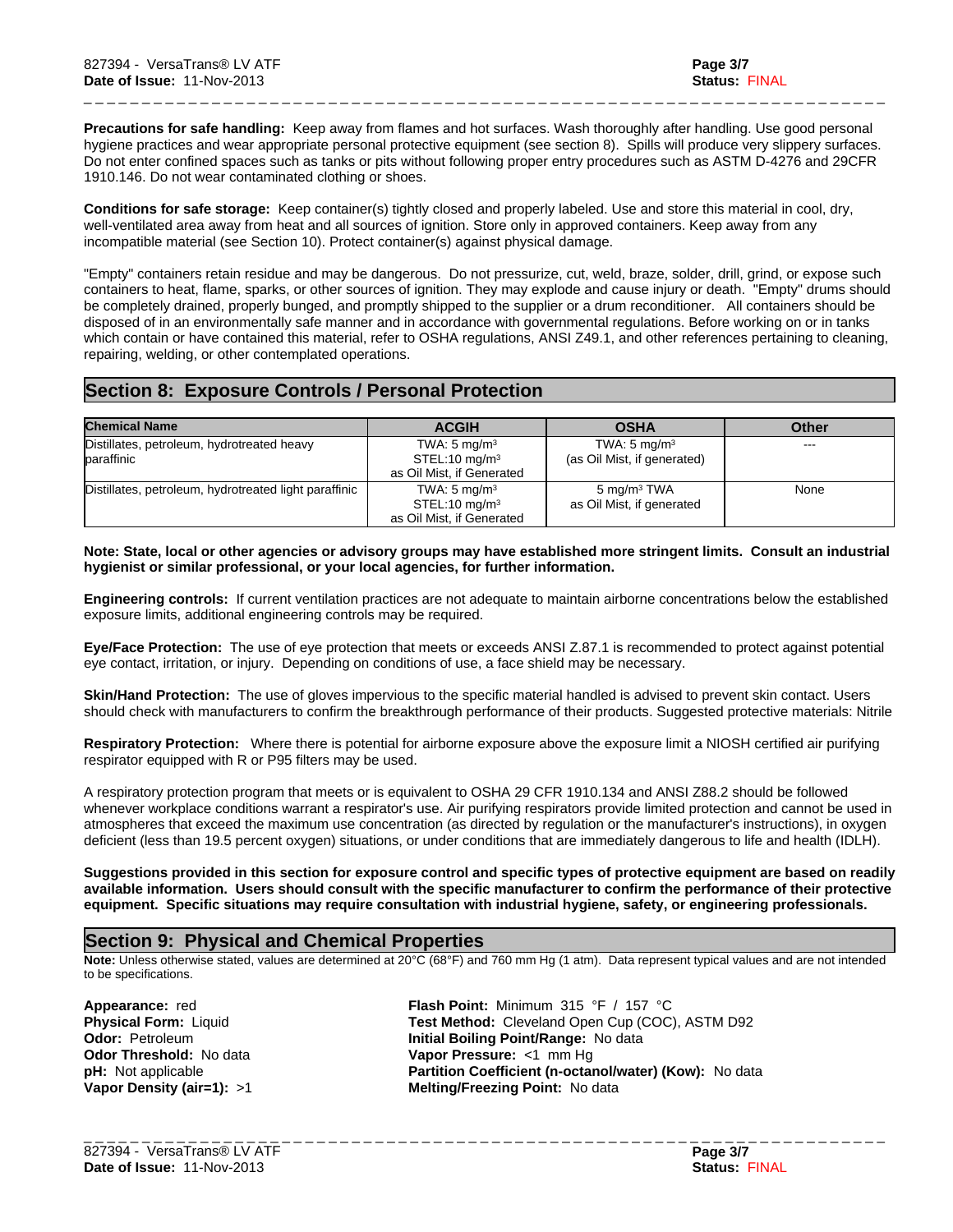**Precautions for safe handling:** Keep away from flames and hot surfaces. Wash thoroughly after handling. Use good personal hygiene practices and wear appropriate personal protective equipment (see section 8). Spills will produce very slippery surfaces. Do not enter confined spaces such as tanks or pits without following proper entry procedures such as ASTM D-4276 and 29CFR 1910.146. Do not wear contaminated clothing or shoes.

**Conditions for safe storage:** Keep container(s) tightly closed and properly labeled. Use and store this material in cool, dry, well-ventilated area away from heat and all sources of ignition. Store only in approved containers. Keep away from any incompatible material (see Section 10). Protect container(s) against physical damage.

"Empty" containers retain residue and may be dangerous. Do not pressurize, cut, weld, braze, solder, drill, grind, or expose such containers to heat, flame, sparks, or other sources of ignition. They may explode and cause injury or death. "Empty" drums should be completely drained, properly bunged, and promptly shipped to the supplier or a drum reconditioner. All containers should be disposed of in an environmentally safe manner and in accordance with governmental regulations. Before working on or in tanks which contain or have contained this material, refer to OSHA regulations, ANSI Z49.1, and other references pertaining to cleaning, repairing, welding, or other contemplated operations.

## Section 8: Exposure Controls / Personal Protection

| Chemical Name | ACGIH | OSHA | Other |
|---|---|---|---|
| Distillates, petroleum, hydrotreated heavy paraffinic | TWA: 5 mg/m³ STEL:10 mg/m³ as Oil Mist, if Generated | TWA: 5 mg/m³ (as Oil Mist, if generated) | --- |
| Distillates, petroleum, hydrotreated light paraffinic | TWA: 5 mg/m³ STEL:10 mg/m³ as Oil Mist, if Generated | 5 mg/m³ TWA as Oil Mist, if generated | None |

**Note: State, local or other agencies or advisory groups may have established more stringent limits. Consult an industrial hygienist or similar professional, or your local agencies, for further information.**

**Engineering controls:** If current ventilation practices are not adequate to maintain airborne concentrations below the established exposure limits, additional engineering controls may be required.

**Eye/Face Protection:** The use of eye protection that meets or exceeds ANSI Z.87.1 is recommended to protect against potential eye contact, irritation, or injury. Depending on conditions of use, a face shield may be necessary.

**Skin/Hand Protection:** The use of gloves impervious to the specific material handled is advised to prevent skin contact. Users should check with manufacturers to confirm the breakthrough performance of their products. Suggested protective materials: Nitrile

**Respiratory Protection:** Where there is potential for airborne exposure above the exposure limit a NIOSH certified air purifying respirator equipped with R or P95 filters may be used.

A respiratory protection program that meets or is equivalent to OSHA 29 CFR 1910.134 and ANSI Z88.2 should be followed whenever workplace conditions warrant a respirator's use. Air purifying respirators provide limited protection and cannot be used in atmospheres that exceed the maximum use concentration (as directed by regulation or the manufacturer's instructions), in oxygen deficient (less than 19.5 percent oxygen) situations, or under conditions that are immediately dangerous to life and health (IDLH).

**Suggestions provided in this section for exposure control and specific types of protective equipment are based on readily available information. Users should consult with the specific manufacturer to confirm the performance of their protective equipment. Specific situations may require consultation with industrial hygiene, safety, or engineering professionals.**

## Section 9: Physical and Chemical Properties

**Note:** Unless otherwise stated, values are determined at 20°C (68°F) and 760 mm Hg (1 atm). Data represent typical values and are not intended to be specifications.

**Appearance:** red
**Physical Form:** Liquid
**Odor:** Petroleum
**Odor Threshold:** No data
**pH:** Not applicable
**Vapor Density (air=1):** >1

**Flash Point:** Minimum 315 °F / 157 °C
**Test Method:** Cleveland Open Cup (COC), ASTM D92
**Initial Boiling Point/Range:** No data
**Vapor Pressure:** <1 mm Hg
**Partition Coefficient (n-octanol/water) (Kow):** No data
**Melting/Freezing Point:** No data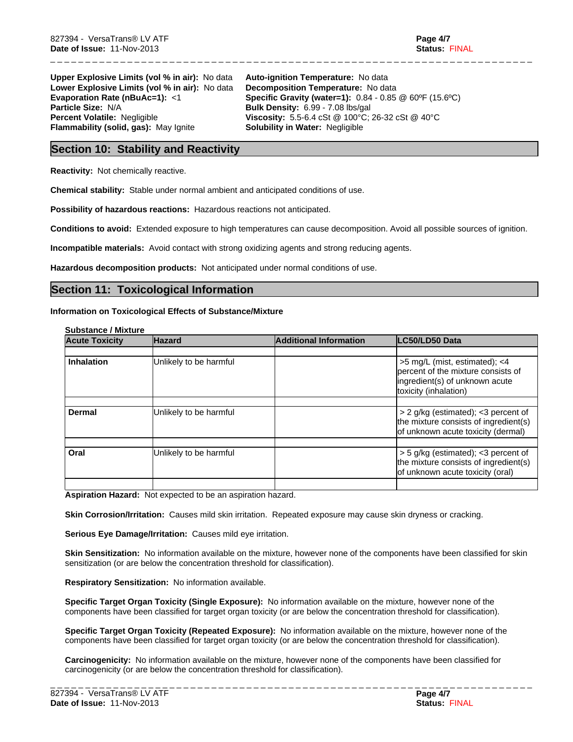**Upper Explosive Limits (vol % in air):** No data
**Lower Explosive Limits (vol % in air):** No data
**Evaporation Rate (nBuAc=1):** <1
**Particle Size:** N/A
**Percent Volatile:** Negligible
**Flammability (solid, gas):** May Ignite

**Auto-ignition Temperature:** No data
**Decomposition Temperature:** No data
**Specific Gravity (water=1):** 0.84 - 0.85 @ 60ºF (15.6ºC)
**Bulk Density:** 6.99 - 7.08 lbs/gal
**Viscosity:** 5.5-6.4 cSt @ 100°C; 26-32 cSt @ 40°C
**Solubility in Water:** Negligible

## Section 10: Stability and Reactivity

**Reactivity:** Not chemically reactive.

**Chemical stability:** Stable under normal ambient and anticipated conditions of use.

**Possibility of hazardous reactions:** Hazardous reactions not anticipated.

**Conditions to avoid:** Extended exposure to high temperatures can cause decomposition. Avoid all possible sources of ignition.

**Incompatible materials:** Avoid contact with strong oxidizing agents and strong reducing agents.

**Hazardous decomposition products:** Not anticipated under normal conditions of use.

## Section 11: Toxicological Information

**Information on Toxicological Effects of Substance/Mixture**

**Substance / Mixture**

| Acute Toxicity | Hazard | Additional Information | LC50/LD50 Data |
|---|---|---|---|
| **Inhalation** | Unlikely to be harmful | | >5 mg/L (mist, estimated); <4 percent of the mixture consists of ingredient(s) of unknown acute toxicity (inhalation) |
| **Dermal** | Unlikely to be harmful | | > 2 g/kg (estimated); <3 percent of the mixture consists of ingredient(s) of unknown acute toxicity (dermal) |
| **Oral** | Unlikely to be harmful | | > 5 g/kg (estimated); <3 percent of the mixture consists of ingredient(s) of unknown acute toxicity (oral) |

**Aspiration Hazard:** Not expected to be an aspiration hazard.

**Skin Corrosion/Irritation:** Causes mild skin irritation. Repeated exposure may cause skin dryness or cracking.

**Serious Eye Damage/Irritation:** Causes mild eye irritation.

**Skin Sensitization:** No information available on the mixture, however none of the components have been classified for skin sensitization (or are below the concentration threshold for classification).

**Respiratory Sensitization:** No information available.

**Specific Target Organ Toxicity (Single Exposure):** No information available on the mixture, however none of the components have been classified for target organ toxicity (or are below the concentration threshold for classification).

**Specific Target Organ Toxicity (Repeated Exposure):** No information available on the mixture, however none of the components have been classified for target organ toxicity (or are below the concentration threshold for classification).

**Carcinogenicity:** No information available on the mixture, however none of the components have been classified for carcinogenicity (or are below the concentration threshold for classification).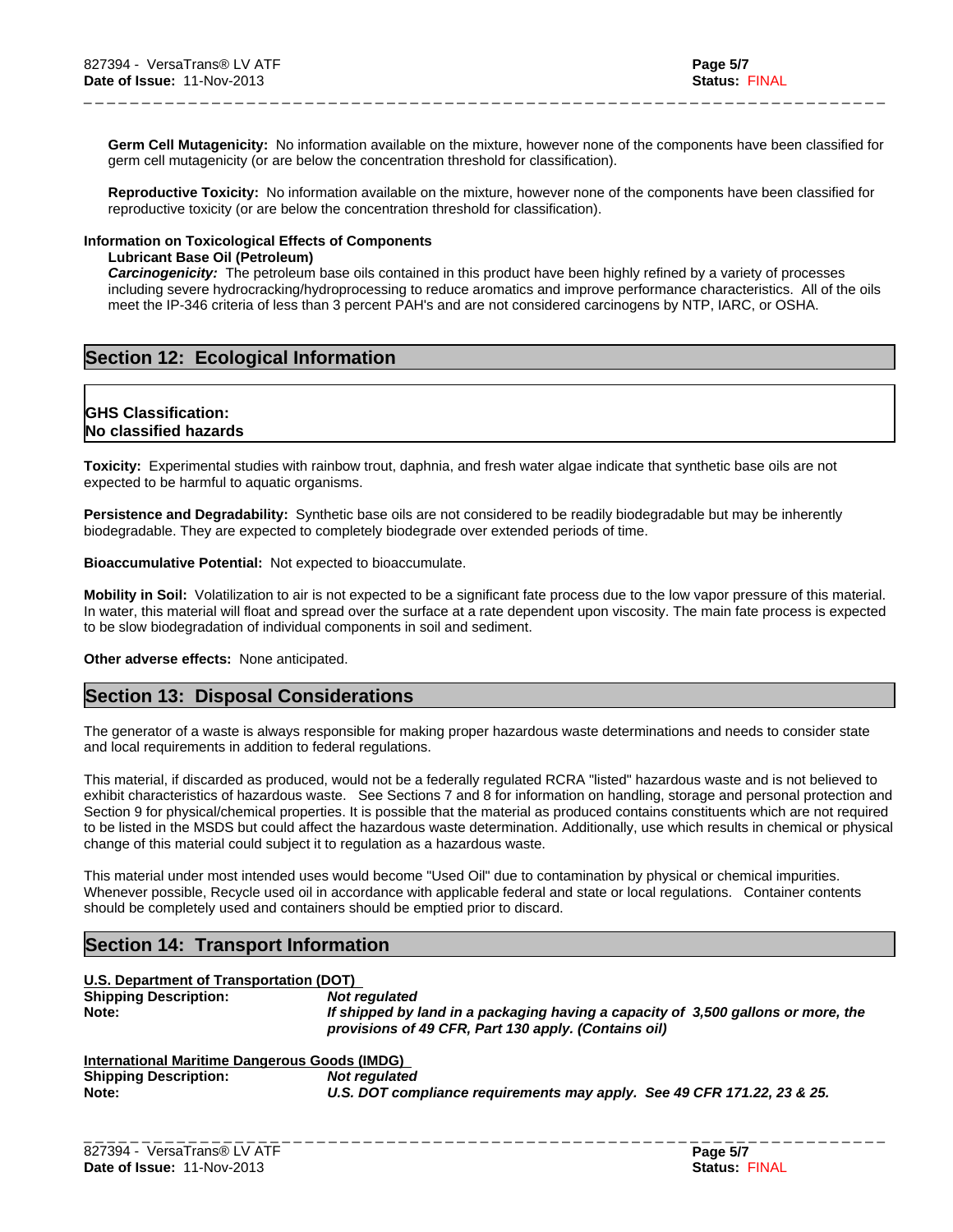**Germ Cell Mutagenicity:** No information available on the mixture, however none of the components have been classified for germ cell mutagenicity (or are below the concentration threshold for classification).

**Reproductive Toxicity:** No information available on the mixture, however none of the components have been classified for reproductive toxicity (or are below the concentration threshold for classification).

**Information on Toxicological Effects of Components**

**Lubricant Base Oil (Petroleum)**

***Carcinogenicity:*** The petroleum base oils contained in this product have been highly refined by a variety of processes including severe hydrocracking/hydroprocessing to reduce aromatics and improve performance characteristics. All of the oils meet the IP-346 criteria of less than 3 percent PAH's and are not considered carcinogens by NTP, IARC, or OSHA.

## Section 12: Ecological Information

**GHS Classification:**
**No classified hazards**

**Toxicity:** Experimental studies with rainbow trout, daphnia, and fresh water algae indicate that synthetic base oils are not expected to be harmful to aquatic organisms.

**Persistence and Degradability:** Synthetic base oils are not considered to be readily biodegradable but may be inherently biodegradable. They are expected to completely biodegrade over extended periods of time.

**Bioaccumulative Potential:** Not expected to bioaccumulate.

**Mobility in Soil:** Volatilization to air is not expected to be a significant fate process due to the low vapor pressure of this material. In water, this material will float and spread over the surface at a rate dependent upon viscosity. The main fate process is expected to be slow biodegradation of individual components in soil and sediment.

**Other adverse effects:** None anticipated.

## Section 13: Disposal Considerations

The generator of a waste is always responsible for making proper hazardous waste determinations and needs to consider state and local requirements in addition to federal regulations.

This material, if discarded as produced, would not be a federally regulated RCRA "listed" hazardous waste and is not believed to exhibit characteristics of hazardous waste. See Sections 7 and 8 for information on handling, storage and personal protection and Section 9 for physical/chemical properties. It is possible that the material as produced contains constituents which are not required to be listed in the MSDS but could affect the hazardous waste determination. Additionally, use which results in chemical or physical change of this material could subject it to regulation as a hazardous waste.

This material under most intended uses would become "Used Oil" due to contamination by physical or chemical impurities. Whenever possible, Recycle used oil in accordance with applicable federal and state or local regulations. Container contents should be completely used and containers should be emptied prior to discard.

## Section 14: Transport Information

**U.S. Department of Transportation (DOT)**

**Shipping Description:** ***Not regulated***
**Note:** ***If shipped by land in a packaging having a capacity of 3,500 gallons or more, the provisions of 49 CFR, Part 130 apply. (Contains oil)***

**International Maritime Dangerous Goods (IMDG)**

**Shipping Description:** ***Not regulated***
**Note:** ***U.S. DOT compliance requirements may apply. See 49 CFR 171.22, 23 & 25.***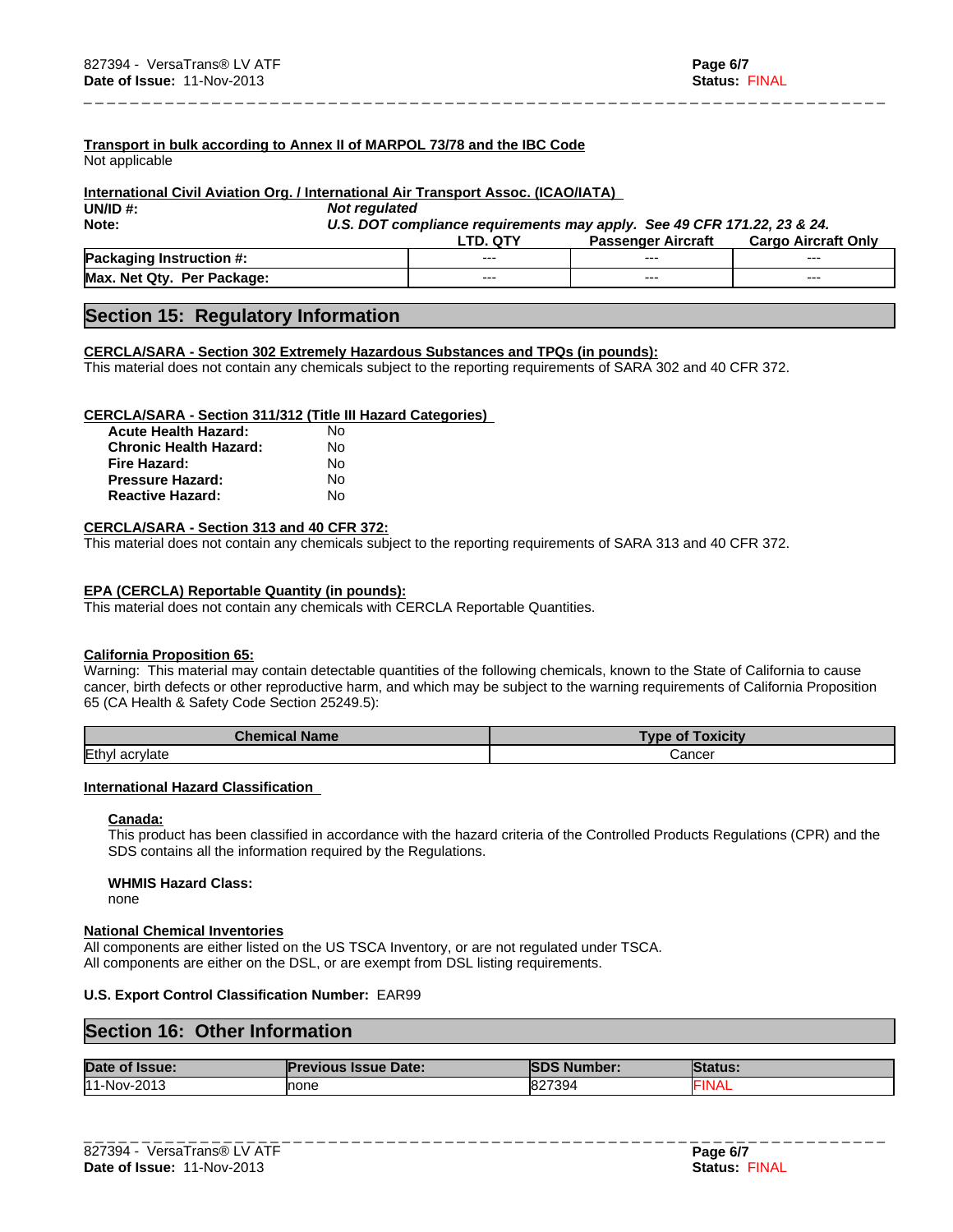**Transport in bulk according to Annex II of MARPOL 73/78 and the IBC Code**
Not applicable

**International Civil Aviation Org. / International Air Transport Assoc. (ICAO/IATA)**

**UN/ID #:** *Not regulated*
**Note:** *U.S. DOT compliance requirements may apply. See 49 CFR 171.22, 23 & 24.*

| | LTD. QTY | Passenger Aircraft | Cargo Aircraft Only |
|---|---|---|---|
| **Packaging Instruction #:** | --- | --- | --- |
| **Max. Net Qty. Per Package:** | --- | --- | --- |

## Section 15: Regulatory Information

**CERCLA/SARA - Section 302 Extremely Hazardous Substances and TPQs (in pounds):**
This material does not contain any chemicals subject to the reporting requirements of SARA 302 and 40 CFR 372.

**CERCLA/SARA - Section 311/312 (Title III Hazard Categories)**

| | |
|---|---|
| **Acute Health Hazard:** | No |
| **Chronic Health Hazard:** | No |
| **Fire Hazard:** | No |
| **Pressure Hazard:** | No |
| **Reactive Hazard:** | No |

**CERCLA/SARA - Section 313 and 40 CFR 372:**
This material does not contain any chemicals subject to the reporting requirements of SARA 313 and 40 CFR 372.

**EPA (CERCLA) Reportable Quantity (in pounds):**
This material does not contain any chemicals with CERCLA Reportable Quantities.

**California Proposition 65:**
Warning: This material may contain detectable quantities of the following chemicals, known to the State of California to cause cancer, birth defects or other reproductive harm, and which may be subject to the warning requirements of California Proposition 65 (CA Health & Safety Code Section 25249.5):

| Chemical Name | Type of Toxicity |
|---|---|
| Ethyl acrylate | Cancer |

**International Hazard Classification**

**Canada:**
This product has been classified in accordance with the hazard criteria of the Controlled Products Regulations (CPR) and the SDS contains all the information required by the Regulations.

**WHMIS Hazard Class:**
none

**National Chemical Inventories**
All components are either listed on the US TSCA Inventory, or are not regulated under TSCA.
All components are either on the DSL, or are exempt from DSL listing requirements.

**U.S. Export Control Classification Number:** EAR99

## Section 16: Other Information

| Date of Issue: | Previous Issue Date: | SDS Number: | Status: |
|---|---|---|---|
| 11-Nov-2013 | none | 827394 | FINAL |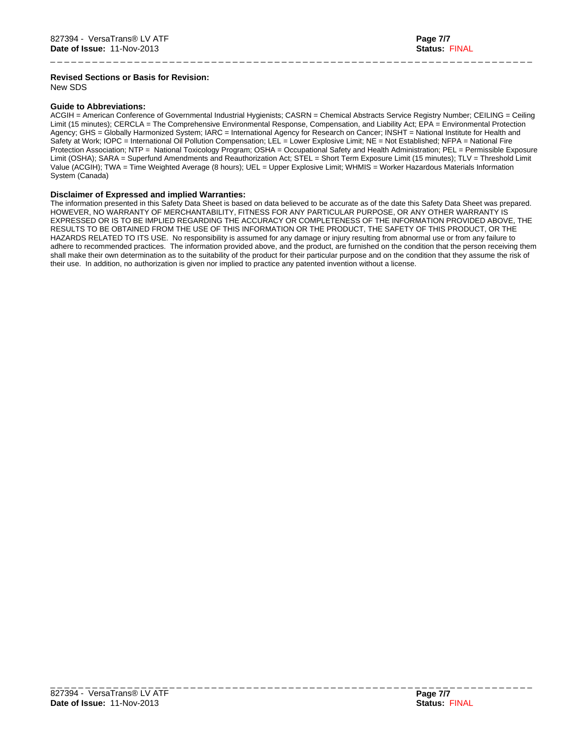**Revised Sections or Basis for Revision:**
New SDS

**Guide to Abbreviations:**
ACGIH = American Conference of Governmental Industrial Hygienists; CASRN = Chemical Abstracts Service Registry Number; CEILING = Ceiling Limit (15 minutes); CERCLA = The Comprehensive Environmental Response, Compensation, and Liability Act; EPA = Environmental Protection Agency; GHS = Globally Harmonized System; IARC = International Agency for Research on Cancer; INSHT = National Institute for Health and Safety at Work; IOPC = International Oil Pollution Compensation; LEL = Lower Explosive Limit; NE = Not Established; NFPA = National Fire Protection Association; NTP = National Toxicology Program; OSHA = Occupational Safety and Health Administration; PEL = Permissible Exposure Limit (OSHA); SARA = Superfund Amendments and Reauthorization Act; STEL = Short Term Exposure Limit (15 minutes); TLV = Threshold Limit Value (ACGIH); TWA = Time Weighted Average (8 hours); UEL = Upper Explosive Limit; WHMIS = Worker Hazardous Materials Information System (Canada)

**Disclaimer of Expressed and implied Warranties:**
The information presented in this Safety Data Sheet is based on data believed to be accurate as of the date this Safety Data Sheet was prepared. HOWEVER, NO WARRANTY OF MERCHANTABILITY, FITNESS FOR ANY PARTICULAR PURPOSE, OR ANY OTHER WARRANTY IS EXPRESSED OR IS TO BE IMPLIED REGARDING THE ACCURACY OR COMPLETENESS OF THE INFORMATION PROVIDED ABOVE, THE RESULTS TO BE OBTAINED FROM THE USE OF THIS INFORMATION OR THE PRODUCT, THE SAFETY OF THIS PRODUCT, OR THE HAZARDS RELATED TO ITS USE. No responsibility is assumed for any damage or injury resulting from abnormal use or from any failure to adhere to recommended practices. The information provided above, and the product, are furnished on the condition that the person receiving them shall make their own determination as to the suitability of the product for their particular purpose and on the condition that they assume the risk of their use. In addition, no authorization is given nor implied to practice any patented invention without a license.